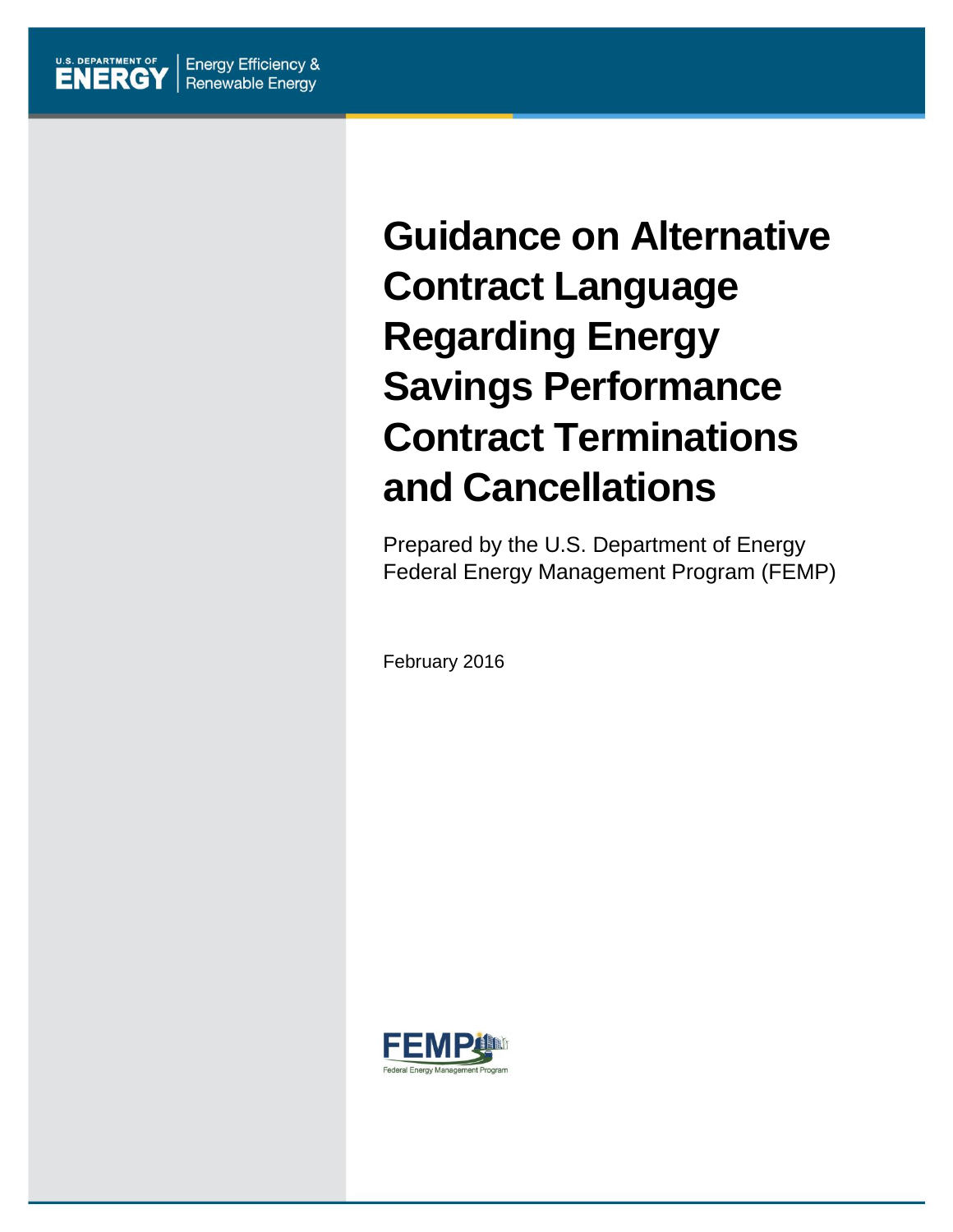U.S. DEPARTMENT OF ENERGY | Energy Efficiency & Renewable Energy

# Guidance on Alternative Contract Language Regarding Energy Savings Performance Contract Terminations and Cancellations

Prepared by the U.S. Department of Energy Federal Energy Management Program (FEMP)

February 2016

FEMP Federal Energy Management Program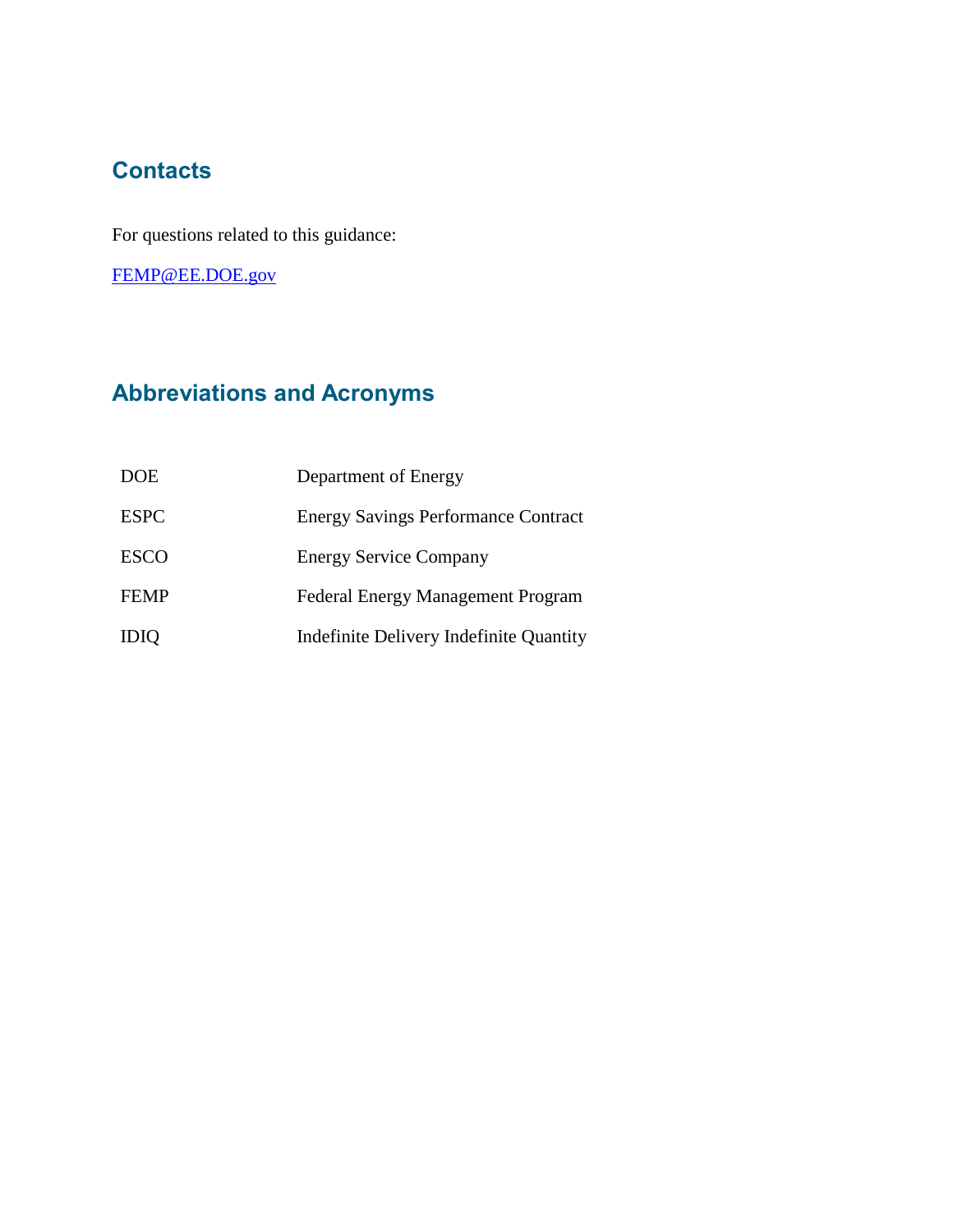## Contacts

For questions related to this guidance:

FEMP@EE.DOE.gov

## Abbreviations and Acronyms

| | |
|---|---|
| DOE | Department of Energy |
| ESPC | Energy Savings Performance Contract |
| ESCO | Energy Service Company |
| FEMP | Federal Energy Management Program |
| IDIQ | Indefinite Delivery Indefinite Quantity |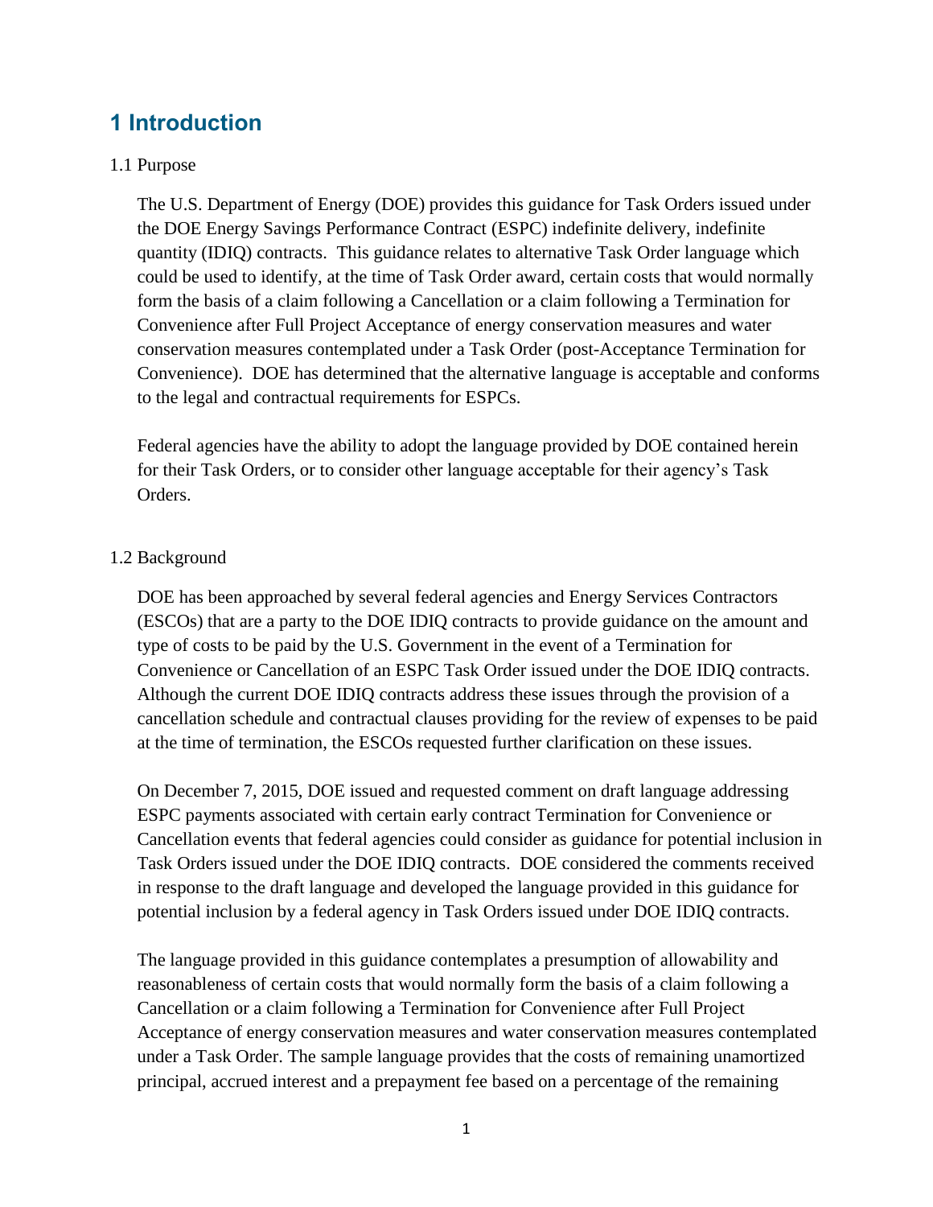# 1 Introduction

1.1 Purpose

The U.S. Department of Energy (DOE) provides this guidance for Task Orders issued under the DOE Energy Savings Performance Contract (ESPC) indefinite delivery, indefinite quantity (IDIQ) contracts. This guidance relates to alternative Task Order language which could be used to identify, at the time of Task Order award, certain costs that would normally form the basis of a claim following a Cancellation or a claim following a Termination for Convenience after Full Project Acceptance of energy conservation measures and water conservation measures contemplated under a Task Order (post-Acceptance Termination for Convenience). DOE has determined that the alternative language is acceptable and conforms to the legal and contractual requirements for ESPCs.

Federal agencies have the ability to adopt the language provided by DOE contained herein for their Task Orders, or to consider other language acceptable for their agency's Task Orders.

1.2 Background

DOE has been approached by several federal agencies and Energy Services Contractors (ESCOs) that are a party to the DOE IDIQ contracts to provide guidance on the amount and type of costs to be paid by the U.S. Government in the event of a Termination for Convenience or Cancellation of an ESPC Task Order issued under the DOE IDIQ contracts. Although the current DOE IDIQ contracts address these issues through the provision of a cancellation schedule and contractual clauses providing for the review of expenses to be paid at the time of termination, the ESCOs requested further clarification on these issues.

On December 7, 2015, DOE issued and requested comment on draft language addressing ESPC payments associated with certain early contract Termination for Convenience or Cancellation events that federal agencies could consider as guidance for potential inclusion in Task Orders issued under the DOE IDIQ contracts. DOE considered the comments received in response to the draft language and developed the language provided in this guidance for potential inclusion by a federal agency in Task Orders issued under DOE IDIQ contracts.

The language provided in this guidance contemplates a presumption of allowability and reasonableness of certain costs that would normally form the basis of a claim following a Cancellation or a claim following a Termination for Convenience after Full Project Acceptance of energy conservation measures and water conservation measures contemplated under a Task Order. The sample language provides that the costs of remaining unamortized principal, accrued interest and a prepayment fee based on a percentage of the remaining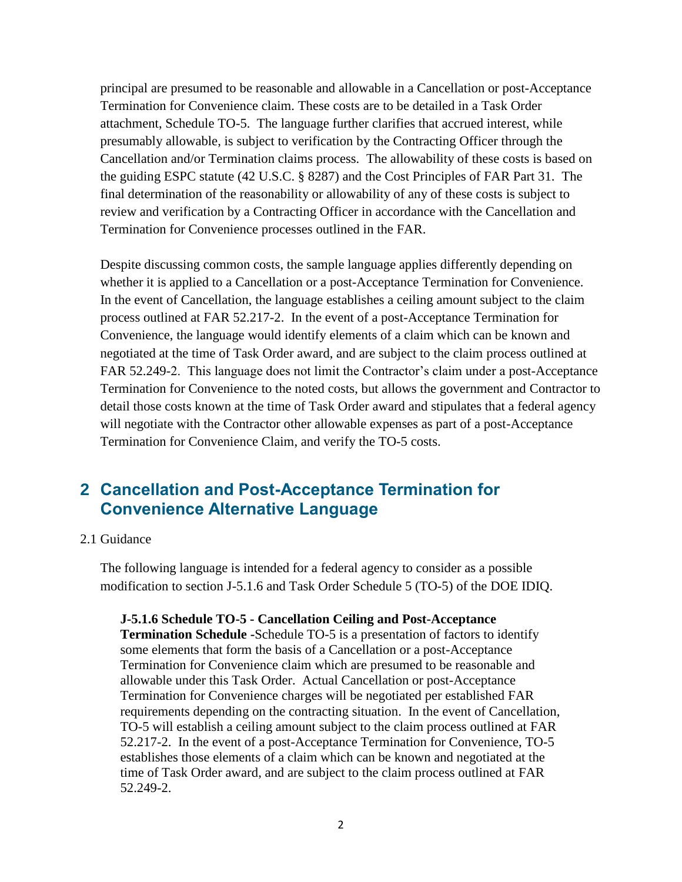principal are presumed to be reasonable and allowable in a Cancellation or post-Acceptance Termination for Convenience claim. These costs are to be detailed in a Task Order attachment, Schedule TO-5. The language further clarifies that accrued interest, while presumably allowable, is subject to verification by the Contracting Officer through the Cancellation and/or Termination claims process. The allowability of these costs is based on the guiding ESPC statute (42 U.S.C. § 8287) and the Cost Principles of FAR Part 31. The final determination of the reasonability or allowability of any of these costs is subject to review and verification by a Contracting Officer in accordance with the Cancellation and Termination for Convenience processes outlined in the FAR.

Despite discussing common costs, the sample language applies differently depending on whether it is applied to a Cancellation or a post-Acceptance Termination for Convenience. In the event of Cancellation, the language establishes a ceiling amount subject to the claim process outlined at FAR 52.217-2. In the event of a post-Acceptance Termination for Convenience, the language would identify elements of a claim which can be known and negotiated at the time of Task Order award, and are subject to the claim process outlined at FAR 52.249-2. This language does not limit the Contractor's claim under a post-Acceptance Termination for Convenience to the noted costs, but allows the government and Contractor to detail those costs known at the time of Task Order award and stipulates that a federal agency will negotiate with the Contractor other allowable expenses as part of a post-Acceptance Termination for Convenience Claim, and verify the TO-5 costs.

## 2 Cancellation and Post-Acceptance Termination for Convenience Alternative Language

2.1 Guidance

The following language is intended for a federal agency to consider as a possible modification to section J-5.1.6 and Task Order Schedule 5 (TO-5) of the DOE IDIQ.

> **J-5.1.6 Schedule TO-5 - Cancellation Ceiling and Post-Acceptance Termination Schedule -**Schedule TO-5 is a presentation of factors to identify some elements that form the basis of a Cancellation or a post-Acceptance Termination for Convenience claim which are presumed to be reasonable and allowable under this Task Order. Actual Cancellation or post-Acceptance Termination for Convenience charges will be negotiated per established FAR requirements depending on the contracting situation. In the event of Cancellation, TO-5 will establish a ceiling amount subject to the claim process outlined at FAR 52.217-2. In the event of a post-Acceptance Termination for Convenience, TO-5 establishes those elements of a claim which can be known and negotiated at the time of Task Order award, and are subject to the claim process outlined at FAR 52.249-2.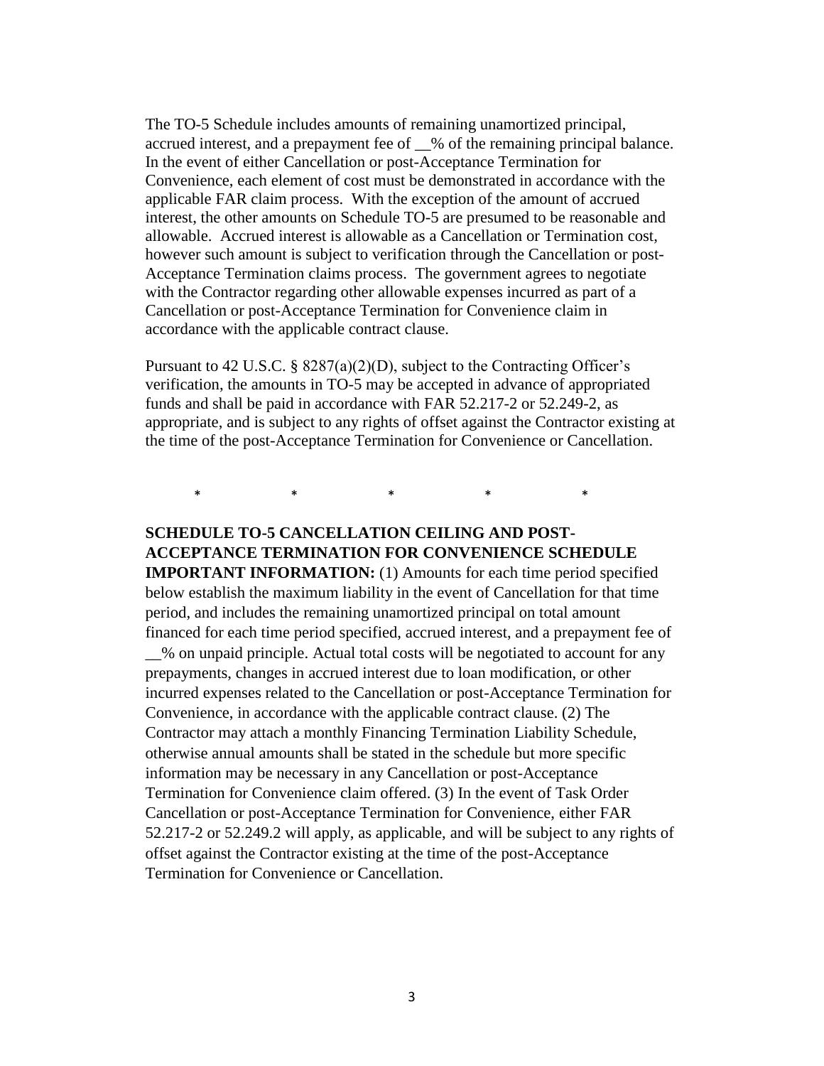The TO-5 Schedule includes amounts of remaining unamortized principal, accrued interest, and a prepayment fee of __% of the remaining principal balance. In the event of either Cancellation or post-Acceptance Termination for Convenience, each element of cost must be demonstrated in accordance with the applicable FAR claim process. With the exception of the amount of accrued interest, the other amounts on Schedule TO-5 are presumed to be reasonable and allowable. Accrued interest is allowable as a Cancellation or Termination cost, however such amount is subject to verification through the Cancellation or post-Acceptance Termination claims process. The government agrees to negotiate with the Contractor regarding other allowable expenses incurred as part of a Cancellation or post-Acceptance Termination for Convenience claim in accordance with the applicable contract clause.

Pursuant to 42 U.S.C. § 8287(a)(2)(D), subject to the Contracting Officer's verification, the amounts in TO-5 may be accepted in advance of appropriated funds and shall be paid in accordance with FAR 52.217-2 or 52.249-2, as appropriate, and is subject to any rights of offset against the Contractor existing at the time of the post-Acceptance Termination for Convenience or Cancellation.

\*　　　\*　　　\*　　　\*　　　\*

**SCHEDULE TO-5 CANCELLATION CEILING AND POST-ACCEPTANCE TERMINATION FOR CONVENIENCE SCHEDULE**

**IMPORTANT INFORMATION:** (1) Amounts for each time period specified below establish the maximum liability in the event of Cancellation for that time period, and includes the remaining unamortized principal on total amount financed for each time period specified, accrued interest, and a prepayment fee of __% on unpaid principle. Actual total costs will be negotiated to account for any prepayments, changes in accrued interest due to loan modification, or other incurred expenses related to the Cancellation or post-Acceptance Termination for Convenience, in accordance with the applicable contract clause. (2) The Contractor may attach a monthly Financing Termination Liability Schedule, otherwise annual amounts shall be stated in the schedule but more specific information may be necessary in any Cancellation or post-Acceptance Termination for Convenience claim offered. (3) In the event of Task Order Cancellation or post-Acceptance Termination for Convenience, either FAR 52.217-2 or 52.249.2 will apply, as applicable, and will be subject to any rights of offset against the Contractor existing at the time of the post-Acceptance Termination for Convenience or Cancellation.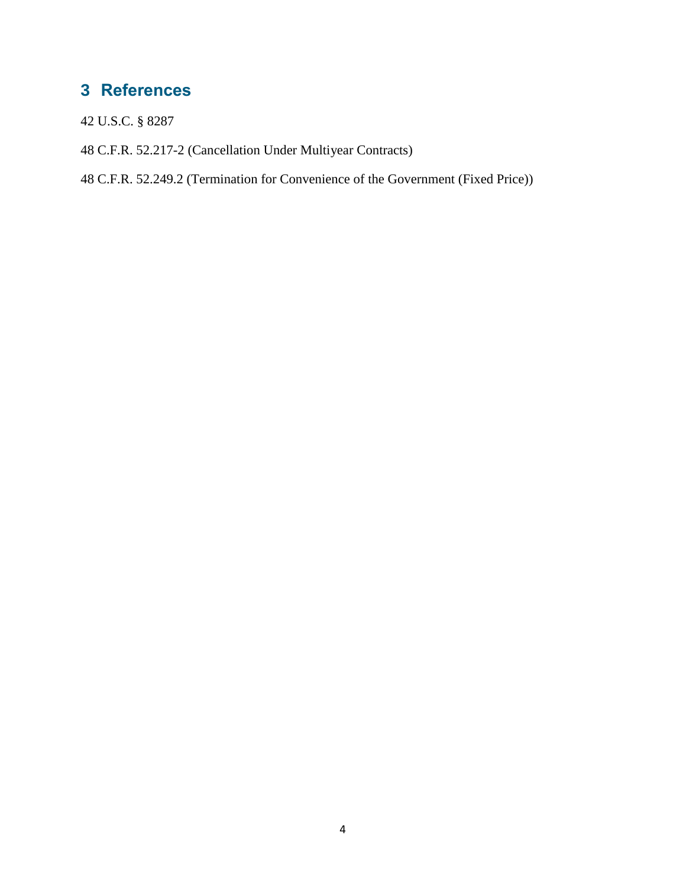## 3 References

42 U.S.C. § 8287

48 C.F.R. 52.217-2 (Cancellation Under Multiyear Contracts)

48 C.F.R. 52.249.2 (Termination for Convenience of the Government (Fixed Price))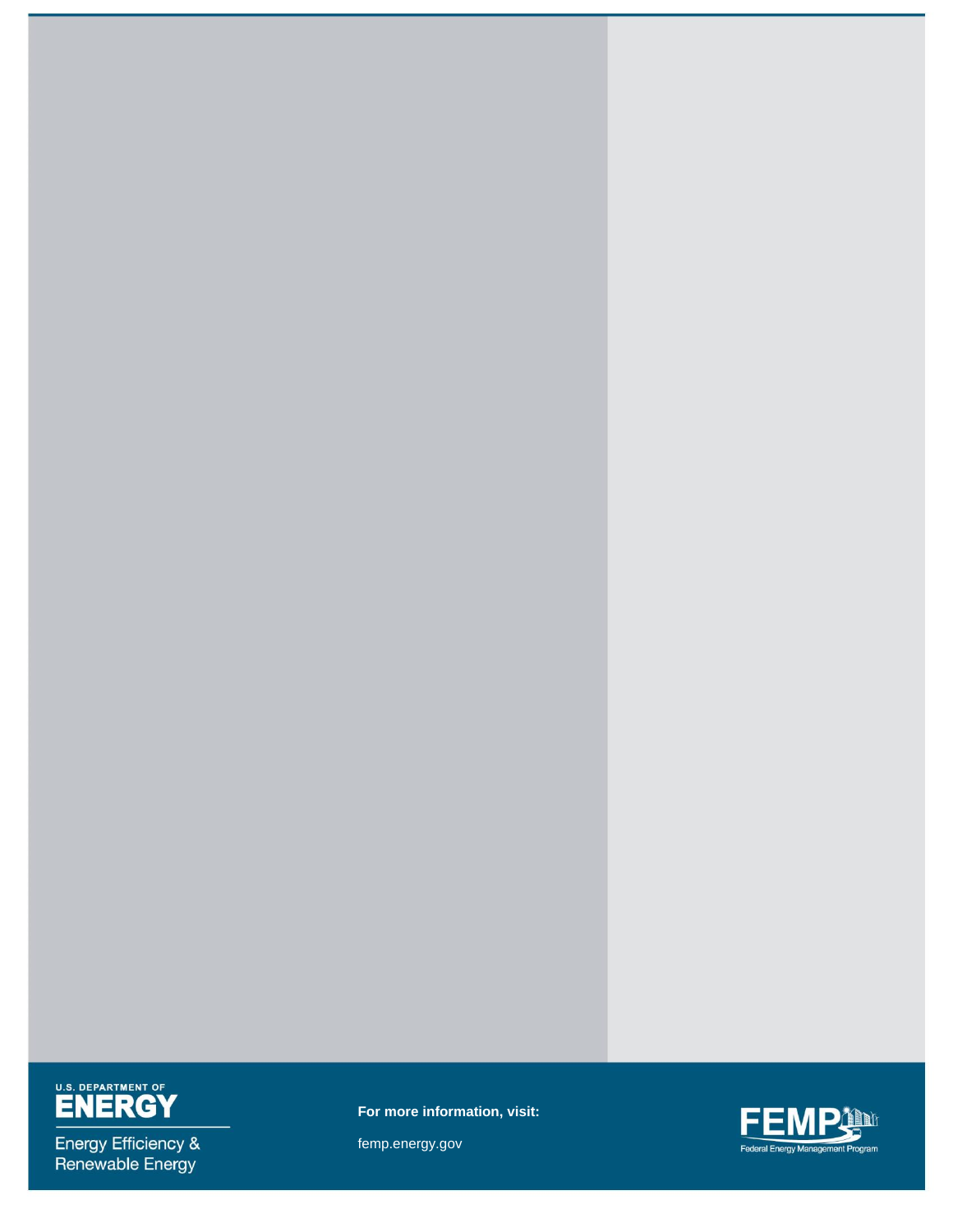U.S. DEPARTMENT OF

**ENERGY**

Energy Efficiency &
Renewable Energy

**For more information, visit:**

femp.energy.gov

FEMP

Federal Energy Management Program